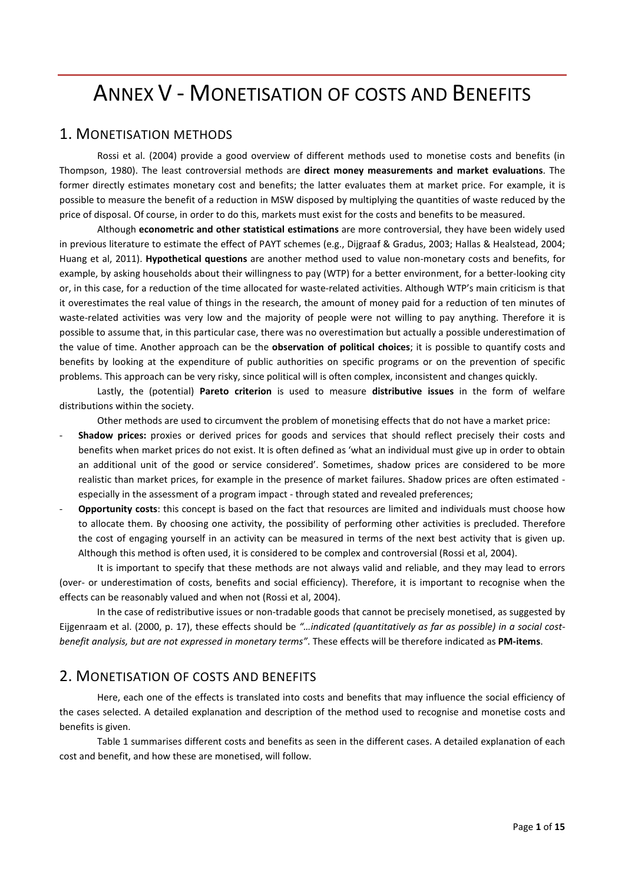# ANNEX V - MONETISATION OF COSTS AND BENEFITS

## 1. MONETISATION METHODS

Rossi et al. (2004) provide a good overview of different methods used to monetise costs and benefits (in Thompson, 1980). The least controversial methods are **direct money measurements and market evaluations**. The former directly estimates monetary cost and benefits; the latter evaluates them at market price. For example, it is possible to measure the benefit of a reduction in MSW disposed by multiplying the quantities of waste reduced by the price of disposal. Of course, in order to do this, markets must exist for the costs and benefits to be measured.

Although **econometric and other statistical estimations** are more controversial, they have been widely used in previous literature to estimate the effect of PAYT schemes (e.g., Dijgraaf & Gradus, 2003; Hallas & Healstead, 2004; Huang et al, 2011). **Hypothetical questions** are another method used to value non-monetary costs and benefits, for example, by asking households about their willingness to pay (WTP) for a better environment, for a better-looking city or, in this case, for a reduction of the time allocated for waste-related activities. Although WTP's main criticism is that it overestimates the real value of things in the research, the amount of money paid for a reduction of ten minutes of waste-related activities was very low and the majority of people were not willing to pay anything. Therefore it is possible to assume that, in this particular case, there was no overestimation but actually a possible underestimation of the value of time. Another approach can be the **observation of political choices**; it is possible to quantify costs and benefits by looking at the expenditure of public authorities on specific programs or on the prevention of specific problems. This approach can be very risky, since political will is often complex, inconsistent and changes quickly.

Lastly, the (potential) **Pareto criterion** is used to measure **distributive issues** in the form of welfare distributions within the society.

Other methods are used to circumvent the problem of monetising effects that do not have a market price:

- **Shadow prices:** proxies or derived prices for goods and services that should reflect precisely their costs and benefits when market prices do not exist. It is often defined as 'what an individual must give up in order to obtain an additional unit of the good or service considered'. Sometimes, shadow prices are considered to be more realistic than market prices, for example in the presence of market failures. Shadow prices are often estimated - especially in the assessment of a program impact - through stated and revealed preferences;
- **Opportunity costs**: this concept is based on the fact that resources are limited and individuals must choose how to allocate them. By choosing one activity, the possibility of performing other activities is precluded. Therefore the cost of engaging yourself in an activity can be measured in terms of the next best activity that is given up. Although this method is often used, it is considered to be complex and controversial (Rossi et al, 2004).

It is important to specify that these methods are not always valid and reliable, and they may lead to errors (over- or underestimation of costs, benefits and social efficiency). Therefore, it is important to recognise when the effects can be reasonably valued and when not (Rossi et al, 2004).

In the case of redistributive issues or non-tradable goods that cannot be precisely monetised, as suggested by Eijgenraam et al. (2000, p. 17), these effects should be *"…indicated (quantitatively as far as possible) in a social cost-benefit analysis, but are not expressed in monetary terms"*. These effects will be therefore indicated as **PM-items**.

## 2. MONETISATION OF COSTS AND BENEFITS

Here, each one of the effects is translated into costs and benefits that may influence the social efficiency of the cases selected. A detailed explanation and description of the method used to recognise and monetise costs and benefits is given.

Table 1 summarises different costs and benefits as seen in the different cases. A detailed explanation of each cost and benefit, and how these are monetised, will follow.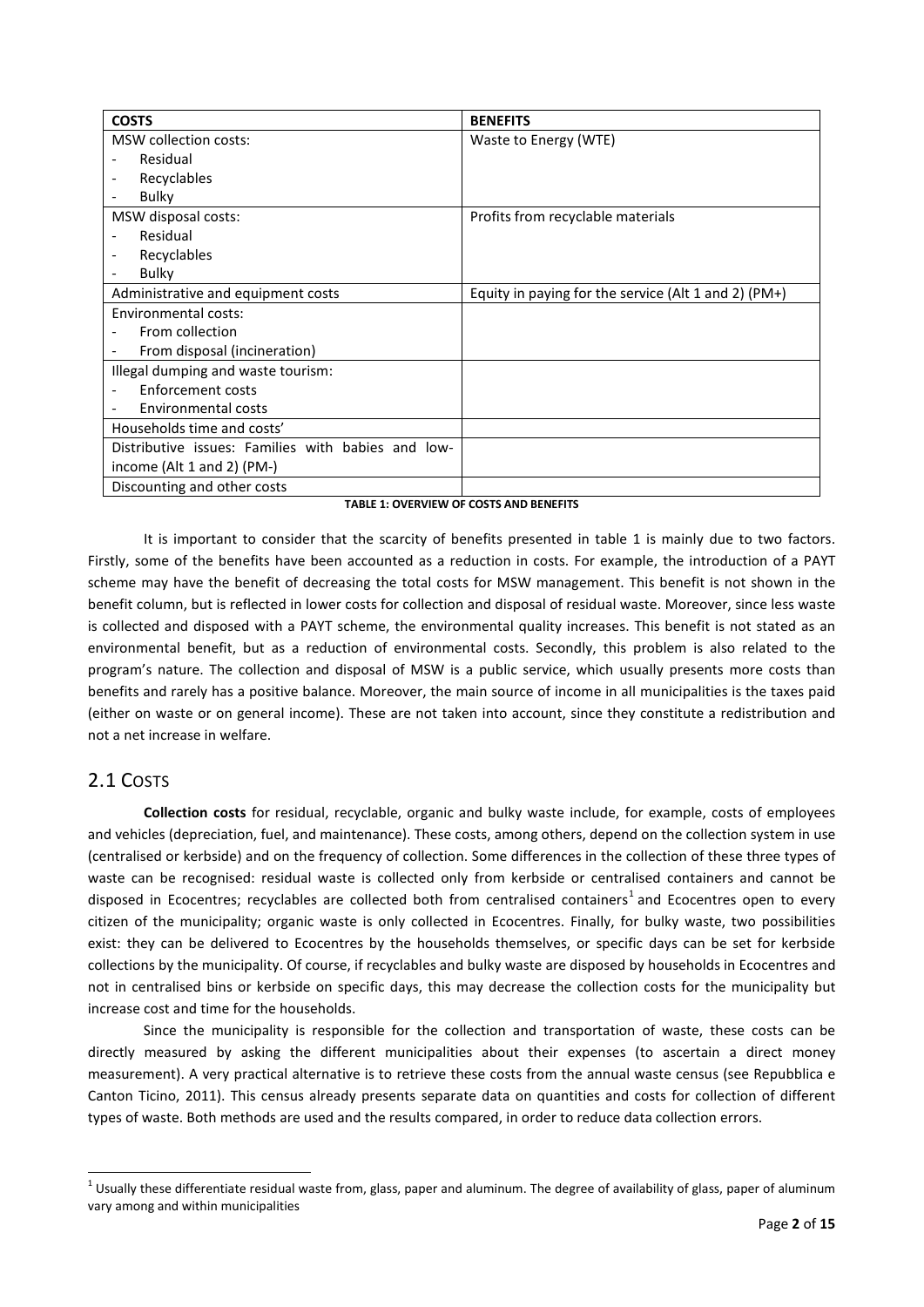| COSTS | BENEFITS |
|---|---|
| MSW collection costs:<br>- Residual<br>- Recyclables<br>- Bulky | Waste to Energy (WTE) |
| MSW disposal costs:<br>- Residual<br>- Recyclables<br>- Bulky | Profits from recyclable materials |
| Administrative and equipment costs | Equity in paying for the service (Alt 1 and 2) (PM+) |
| Environmental costs:<br>- From collection<br>- From disposal (incineration) | |
| Illegal dumping and waste tourism:<br>- Enforcement costs<br>- Environmental costs | |
| Households time and costs' | |
| Distributive issues: Families with babies and low-income (Alt 1 and 2) (PM-) | |
| Discounting and other costs | |

**TABLE 1: OVERVIEW OF COSTS AND BENEFITS**

It is important to consider that the scarcity of benefits presented in table 1 is mainly due to two factors. Firstly, some of the benefits have been accounted as a reduction in costs. For example, the introduction of a PAYT scheme may have the benefit of decreasing the total costs for MSW management. This benefit is not shown in the benefit column, but is reflected in lower costs for collection and disposal of residual waste. Moreover, since less waste is collected and disposed with a PAYT scheme, the environmental quality increases. This benefit is not stated as an environmental benefit, but as a reduction of environmental costs. Secondly, this problem is also related to the program's nature. The collection and disposal of MSW is a public service, which usually presents more costs than benefits and rarely has a positive balance. Moreover, the main source of income in all municipalities is the taxes paid (either on waste or on general income). These are not taken into account, since they constitute a redistribution and not a net increase in welfare.

## 2.1 Costs

**Collection costs** for residual, recyclable, organic and bulky waste include, for example, costs of employees and vehicles (depreciation, fuel, and maintenance). These costs, among others, depend on the collection system in use (centralised or kerbside) and on the frequency of collection. Some differences in the collection of these three types of waste can be recognised: residual waste is collected only from kerbside or centralised containers and cannot be disposed in Ecocentres; recyclables are collected both from centralised containers[1] and Ecocentres open to every citizen of the municipality; organic waste is only collected in Ecocentres. Finally, for bulky waste, two possibilities exist: they can be delivered to Ecocentres by the households themselves, or specific days can be set for kerbside collections by the municipality. Of course, if recyclables and bulky waste are disposed by households in Ecocentres and not in centralised bins or kerbside on specific days, this may decrease the collection costs for the municipality but increase cost and time for the households.

Since the municipality is responsible for the collection and transportation of waste, these costs can be directly measured by asking the different municipalities about their expenses (to ascertain a direct money measurement). A very practical alternative is to retrieve these costs from the annual waste census (see Repubblica e Canton Ticino, 2011). This census already presents separate data on quantities and costs for collection of different types of waste. Both methods are used and the results compared, in order to reduce data collection errors.

[1] Usually these differentiate residual waste from, glass, paper and aluminum. The degree of availability of glass, paper of aluminum vary among and within municipalities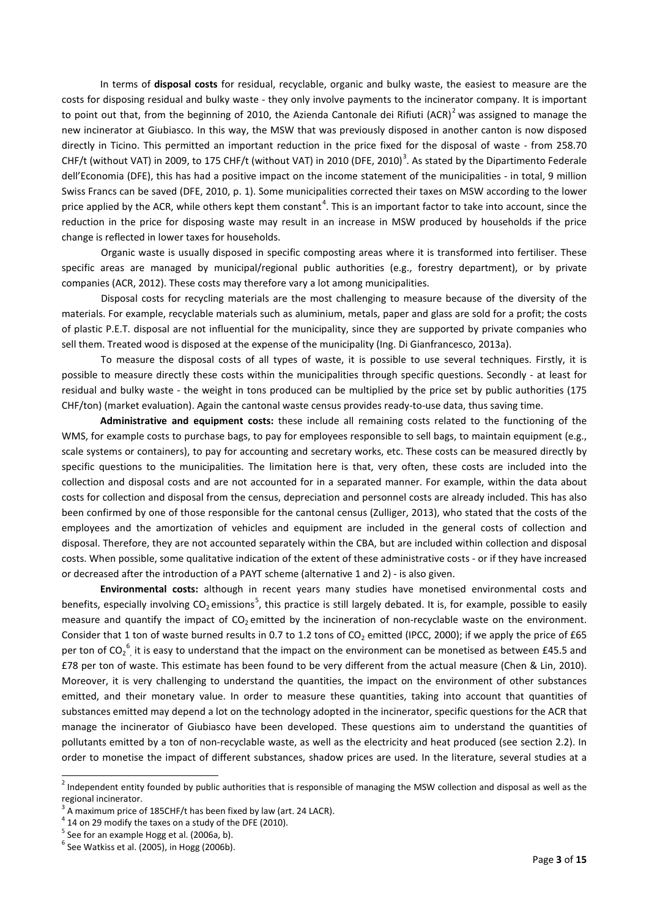In terms of **disposal costs** for residual, recyclable, organic and bulky waste, the easiest to measure are the costs for disposing residual and bulky waste - they only involve payments to the incinerator company. It is important to point out that, from the beginning of 2010, the Azienda Cantonale dei Rifiuti (ACR)[2] was assigned to manage the new incinerator at Giubiasco. In this way, the MSW that was previously disposed in another canton is now disposed directly in Ticino. This permitted an important reduction in the price fixed for the disposal of waste - from 258.70 CHF/t (without VAT) in 2009, to 175 CHF/t (without VAT) in 2010 (DFE, 2010)[3]. As stated by the Dipartimento Federale dell'Economia (DFE), this has had a positive impact on the income statement of the municipalities - in total, 9 million Swiss Francs can be saved (DFE, 2010, p. 1). Some municipalities corrected their taxes on MSW according to the lower price applied by the ACR, while others kept them constant[4]. This is an important factor to take into account, since the reduction in the price for disposing waste may result in an increase in MSW produced by households if the price change is reflected in lower taxes for households.

Organic waste is usually disposed in specific composting areas where it is transformed into fertiliser. These specific areas are managed by municipal/regional public authorities (e.g., forestry department), or by private companies (ACR, 2012). These costs may therefore vary a lot among municipalities.

Disposal costs for recycling materials are the most challenging to measure because of the diversity of the materials. For example, recyclable materials such as aluminium, metals, paper and glass are sold for a profit; the costs of plastic P.E.T. disposal are not influential for the municipality, since they are supported by private companies who sell them. Treated wood is disposed at the expense of the municipality (Ing. Di Gianfrancesco, 2013a).

To measure the disposal costs of all types of waste, it is possible to use several techniques. Firstly, it is possible to measure directly these costs within the municipalities through specific questions. Secondly - at least for residual and bulky waste - the weight in tons produced can be multiplied by the price set by public authorities (175 CHF/ton) (market evaluation). Again the cantonal waste census provides ready-to-use data, thus saving time.

**Administrative and equipment costs:** these include all remaining costs related to the functioning of the WMS, for example costs to purchase bags, to pay for employees responsible to sell bags, to maintain equipment (e.g., scale systems or containers), to pay for accounting and secretary works, etc. These costs can be measured directly by specific questions to the municipalities. The limitation here is that, very often, these costs are included into the collection and disposal costs and are not accounted for in a separated manner. For example, within the data about costs for collection and disposal from the census, depreciation and personnel costs are already included. This has also been confirmed by one of those responsible for the cantonal census (Zulliger, 2013), who stated that the costs of the employees and the amortization of vehicles and equipment are included in the general costs of collection and disposal. Therefore, they are not accounted separately within the CBA, but are included within collection and disposal costs. When possible, some qualitative indication of the extent of these administrative costs - or if they have increased or decreased after the introduction of a PAYT scheme (alternative 1 and 2) - is also given.

**Environmental costs:** although in recent years many studies have monetised environmental costs and benefits, especially involving $CO_2$ emissions[5], this practice is still largely debated. It is, for example, possible to easily measure and quantify the impact of $CO_2$ emitted by the incineration of non-recyclable waste on the environment. Consider that 1 ton of waste burned results in 0.7 to 1.2 tons of $CO_2$ emitted (IPCC, 2000); if we apply the price of £65 per ton of $CO_2$[6], it is easy to understand that the impact on the environment can be monetised as between £45.5 and £78 per ton of waste. This estimate has been found to be very different from the actual measure (Chen & Lin, 2010). Moreover, it is very challenging to understand the quantities, the impact on the environment of other substances emitted, and their monetary value. In order to measure these quantities, taking into account that quantities of substances emitted may depend a lot on the technology adopted in the incinerator, specific questions for the ACR that manage the incinerator of Giubiasco have been developed. These questions aim to understand the quantities of pollutants emitted by a ton of non-recyclable waste, as well as the electricity and heat produced (see section 2.2). In order to monetise the impact of different substances, shadow prices are used. In the literature, several studies at a

---

[2] Independent entity founded by public authorities that is responsible of managing the MSW collection and disposal as well as the regional incinerator.

[3] A maximum price of 185CHF/t has been fixed by law (art. 24 LACR).

[4] 14 on 29 modify the taxes on a study of the DFE (2010).

[5] See for an example Hogg et al. (2006a, b).

[6] See Watkiss et al. (2005), in Hogg (2006b).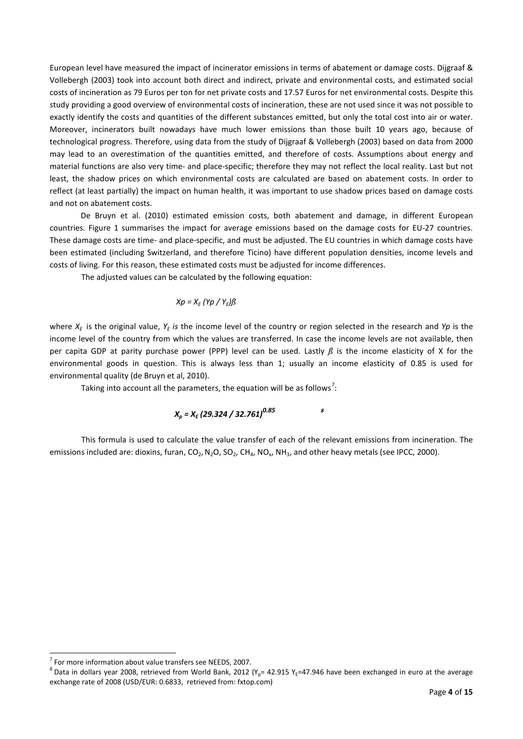European level have measured the impact of incinerator emissions in terms of abatement or damage costs. Dijgraaf & Vollebergh (2003) took into account both direct and indirect, private and environmental costs, and estimated social costs of incineration as 79 Euros per ton for net private costs and 17.57 Euros for net environmental costs. Despite this study providing a good overview of environmental costs of incineration, these are not used since it was not possible to exactly identify the costs and quantities of the different substances emitted, but only the total cost into air or water. Moreover, incinerators built nowadays have much lower emissions than those built 10 years ago, because of technological progress. Therefore, using data from the study of Dijgraaf & Vollebergh (2003) based on data from 2000 may lead to an overestimation of the quantities emitted, and therefore of costs. Assumptions about energy and material functions are also very time- and place-specific; therefore they may not reflect the local reality. Last but not least, the shadow prices on which environmental costs are calculated are based on abatement costs. In order to reflect (at least partially) the impact on human health, it was important to use shadow prices based on damage costs and not on abatement costs.

De Bruyn et al. (2010) estimated emission costs, both abatement and damage, in different European countries. Figure 1 summarises the impact for average emissions based on the damage costs for EU-27 countries. These damage costs are time- and place-specific, and must be adjusted. The EU countries in which damage costs have been estimated (including Switzerland, and therefore Ticino) have different population densities, income levels and costs of living. For this reason, these estimated costs must be adjusted for income differences.

The adjusted values can be calculated by the following equation:

$$Xp = X_E\,(Yp / Y_E)ß$$

where $X_E$ is the original value, $Y_E$ *is* the income level of the country or region selected in the research and $Yp$ is the income level of the country from which the values are transferred. In case the income levels are not available, then per capita GDP at parity purchase power (PPP) level can be used. Lastly $ß$ is the income elasticity of X for the environmental goods in question. This is always less than 1; usually an income elasticity of 0.85 is used for environmental quality (de Bruyn et al, 2010).

Taking into account all the parameters, the equation will be as follows[7]:

$$X_p = X_E\,(29.324 / 32.761)^{0.85}$$ [8]

This formula is used to calculate the value transfer of each of the relevant emissions from incineration. The emissions included are: dioxins, furan, $CO_2$, $N_2O$, $SO_2$, $CH_4$, $NO_x$, $NH_3$, and other heavy metals (see IPCC, 2000).

---

[7] For more information about value transfers see NEEDS, 2007.

[8] Data in dollars year 2008, retrieved from World Bank, 2012 ($Y_p$= 42.915 $Y_E$=47.946 have been exchanged in euro at the average exchange rate of 2008 (USD/EUR: 0.6833, retrieved from: fxtop.com)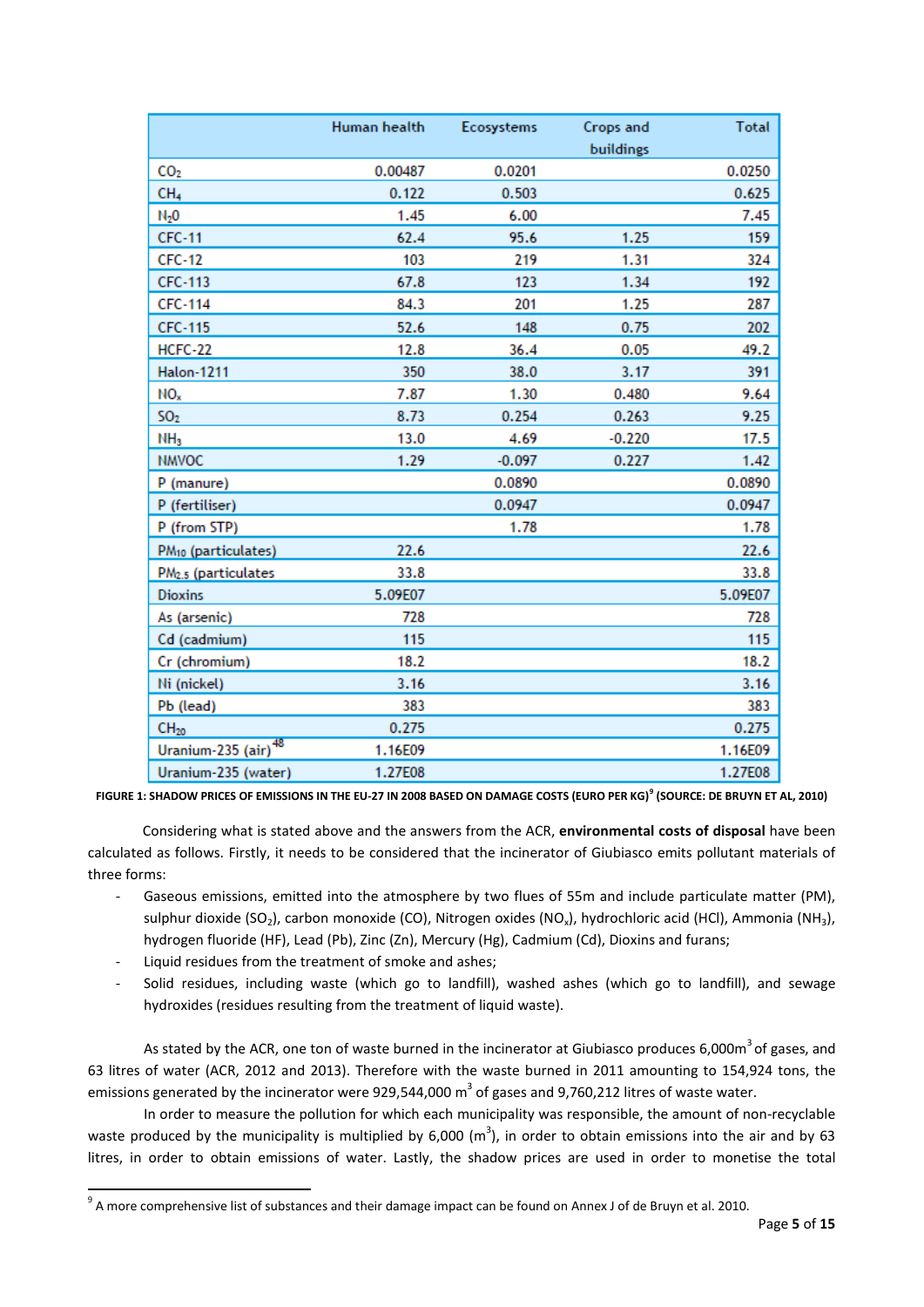| | Human health | Ecosystems | Crops and buildings | Total |
|---|---|---|---|---|
| $CO_2$ | 0.00487 | 0.0201 | | 0.0250 |
| $CH_4$ | 0.122 | 0.503 | | 0.625 |
| $N_2O$ | 1.45 | 6.00 | | 7.45 |
| CFC-11 | 62.4 | 95.6 | 1.25 | 159 |
| CFC-12 | 103 | 219 | 1.31 | 324 |
| CFC-113 | 67.8 | 123 | 1.34 | 192 |
| CFC-114 | 84.3 | 201 | 1.25 | 287 |
| CFC-115 | 52.6 | 148 | 0.75 | 202 |
| HCFC-22 | 12.8 | 36.4 | 0.05 | 49.2 |
| Halon-1211 | 350 | 38.0 | 3.17 | 391 |
| $NO_x$ | 7.87 | 1.30 | 0.480 | 9.64 |
| $SO_2$ | 8.73 | 0.254 | 0.263 | 9.25 |
| $NH_3$ | 13.0 | 4.69 | -0.220 | 17.5 |
| NMVOC | 1.29 | -0.097 | 0.227 | 1.42 |
| P (manure) | | 0.0890 | | 0.0890 |
| P (fertiliser) | | 0.0947 | | 0.0947 |
| P (from STP) | | 1.78 | | 1.78 |
| $PM_{10}$ (particulates) | 22.6 | | | 22.6 |
| $PM_{2.5}$ (particulates | 33.8 | | | 33.8 |
| Dioxins | 5.09E07 | | | 5.09E07 |
| As (arsenic) | 728 | | | 728 |
| Cd (cadmium) | 115 | | | 115 |
| Cr (chromium) | 18.2 | | | 18.2 |
| Ni (nickel) | 3.16 | | | 3.16 |
| Pb (lead) | 383 | | | 383 |
| $CH_{20}$ | 0.275 | | | 0.275 |
| Uranium-235 (air)[48] | 1.16E09 | | | 1.16E09 |
| Uranium-235 (water) | 1.27E08 | | | 1.27E08 |

FIGURE 1: SHADOW PRICES OF EMISSIONS IN THE EU-27 IN 2008 BASED ON DAMAGE COSTS (EURO PER KG)[9] (SOURCE: DE BRUYN ET AL, 2010)

Considering what is stated above and the answers from the ACR, **environmental costs of disposal** have been calculated as follows. Firstly, it needs to be considered that the incinerator of Giubiasco emits pollutant materials of three forms:

- Gaseous emissions, emitted into the atmosphere by two flues of 55m and include particulate matter (PM), sulphur dioxide ($SO_2$), carbon monoxide (CO), Nitrogen oxides ($NO_x$), hydrochloric acid (HCl), Ammonia ($NH_3$), hydrogen fluoride (HF), Lead (Pb), Zinc (Zn), Mercury (Hg), Cadmium (Cd), Dioxins and furans;
- Liquid residues from the treatment of smoke and ashes;
- Solid residues, including waste (which go to landfill), washed ashes (which go to landfill), and sewage hydroxides (residues resulting from the treatment of liquid waste).

As stated by the ACR, one ton of waste burned in the incinerator at Giubiasco produces 6,000$m^3$ of gases, and 63 litres of water (ACR, 2012 and 2013). Therefore with the waste burned in 2011 amounting to 154,924 tons, the emissions generated by the incinerator were 929,544,000 $m^3$ of gases and 9,760,212 litres of waste water.

In order to measure the pollution for which each municipality was responsible, the amount of non-recyclable waste produced by the municipality is multiplied by 6,000 ($m^3$), in order to obtain emissions into the air and by 63 litres, in order to obtain emissions of water. Lastly, the shadow prices are used in order to monetise the total

[9] A more comprehensive list of substances and their damage impact can be found on Annex J of de Bruyn et al. 2010.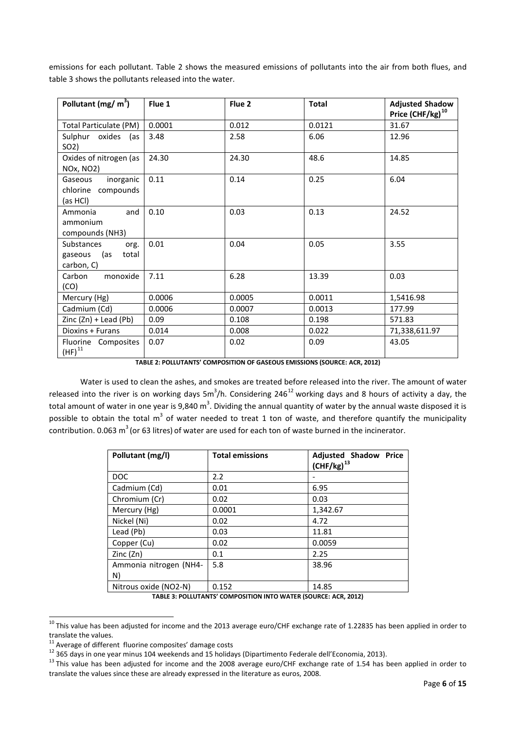emissions for each pollutant. Table 2 shows the measured emissions of pollutants into the air from both flues, and table 3 shows the pollutants released into the water.

| Pollutant (mg/ $m^3$) | Flue 1 | Flue 2 | Total | Adjusted Shadow Price (CHF/kg)[10] |
|---|---|---|---|---|
| Total Particulate (PM) | 0.0001 | 0.012 | 0.0121 | 31.67 |
| Sulphur oxides (as $SO_2$) | 3.48 | 2.58 | 6.06 | 12.96 |
| Oxides of nitrogen (as $NO_x$, $NO_2$) | 24.30 | 24.30 | 48.6 | 14.85 |
| Gaseous inorganic chlorine compounds (as HCl) | 0.11 | 0.14 | 0.25 | 6.04 |
| Ammonia and ammonium compounds ($NH_3$) | 0.10 | 0.03 | 0.13 | 24.52 |
| Substances org. gaseous (as total carbon, C) | 0.01 | 0.04 | 0.05 | 3.55 |
| Carbon monoxide (CO) | 7.11 | 6.28 | 13.39 | 0.03 |
| Mercury (Hg) | 0.0006 | 0.0005 | 0.0011 | 1,5416.98 |
| Cadmium (Cd) | 0.0006 | 0.0007 | 0.0013 | 177.99 |
| Zinc (Zn) + Lead (Pb) | 0.09 | 0.108 | 0.198 | 571.83 |
| Dioxins + Furans | 0.014 | 0.008 | 0.022 | 71,338,611.97 |
| Fluorine Composites (HF)[11] | 0.07 | 0.02 | 0.09 | 43.05 |

**TABLE 2: POLLUTANTS' COMPOSITION OF GASEOUS EMISSIONS (SOURCE: ACR, 2012)**

Water is used to clean the ashes, and smokes are treated before released into the river. The amount of water released into the river is on working days 5$m^3$/h. Considering 246[12] working days and 8 hours of activity a day, the total amount of water in one year is 9,840 $m^3$. Dividing the annual quantity of water by the annual waste disposed it is possible to obtain the total $m^3$ of water needed to treat 1 ton of waste, and therefore quantify the municipality contribution. 0.063 $m^3$ (or 63 litres) of water are used for each ton of waste burned in the incinerator.

| Pollutant (mg/l) | Total emissions | Adjusted Shadow Price (CHF/kg)[13] |
|---|---|---|
| DOC | 2.2 | - |
| Cadmium (Cd) | 0.01 | 6.95 |
| Chromium (Cr) | 0.02 | 0.03 |
| Mercury (Hg) | 0.0001 | 1,342.67 |
| Nickel (Ni) | 0.02 | 4.72 |
| Lead (Pb) | 0.03 | 11.81 |
| Copper (Cu) | 0.02 | 0.0059 |
| Zinc (Zn) | 0.1 | 2.25 |
| Ammonia nitrogen (NH4-N) | 5.8 | 38.96 |
| Nitrous oxide (NO2-N) | 0.152 | 14.85 |

**TABLE 3: POLLUTANTS' COMPOSITION INTO WATER (SOURCE: ACR, 2012)**

[10] This value has been adjusted for income and the 2013 average euro/CHF exchange rate of 1.22835 has been applied in order to translate the values.

[11] Average of different fluorine composites' damage costs

[12] 365 days in one year minus 104 weekends and 15 holidays (Dipartimento Federale dell'Economia, 2013).

[13] This value has been adjusted for income and the 2008 average euro/CHF exchange rate of 1.54 has been applied in order to translate the values since these are already expressed in the literature as euros, 2008.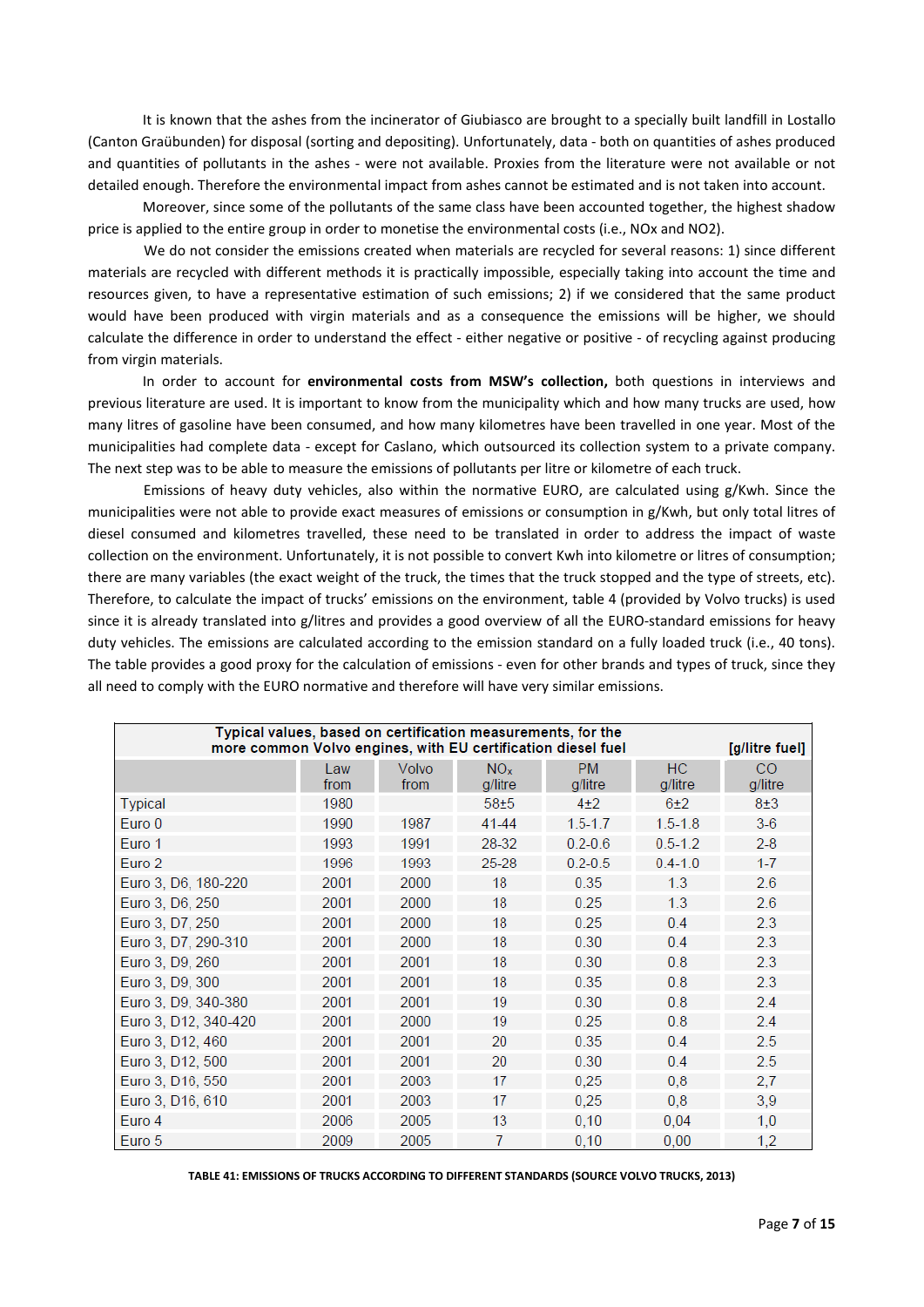It is known that the ashes from the incinerator of Giubiasco are brought to a specially built landfill in Lostallo (Canton Graübunden) for disposal (sorting and depositing). Unfortunately, data - both on quantities of ashes produced and quantities of pollutants in the ashes - were not available. Proxies from the literature were not available or not detailed enough. Therefore the environmental impact from ashes cannot be estimated and is not taken into account.

Moreover, since some of the pollutants of the same class have been accounted together, the highest shadow price is applied to the entire group in order to monetise the environmental costs (i.e., NOx and NO2).

We do not consider the emissions created when materials are recycled for several reasons: 1) since different materials are recycled with different methods it is practically impossible, especially taking into account the time and resources given, to have a representative estimation of such emissions; 2) if we considered that the same product would have been produced with virgin materials and as a consequence the emissions will be higher, we should calculate the difference in order to understand the effect - either negative or positive - of recycling against producing from virgin materials.

In order to account for **environmental costs from MSW's collection,** both questions in interviews and previous literature are used. It is important to know from the municipality which and how many trucks are used, how many litres of gasoline have been consumed, and how many kilometres have been travelled in one year. Most of the municipalities had complete data - except for Caslano, which outsourced its collection system to a private company. The next step was to be able to measure the emissions of pollutants per litre or kilometre of each truck.

Emissions of heavy duty vehicles, also within the normative EURO, are calculated using g/Kwh. Since the municipalities were not able to provide exact measures of emissions or consumption in g/Kwh, but only total litres of diesel consumed and kilometres travelled, these need to be translated in order to address the impact of waste collection on the environment. Unfortunately, it is not possible to convert Kwh into kilometre or litres of consumption; there are many variables (the exact weight of the truck, the times that the truck stopped and the type of streets, etc). Therefore, to calculate the impact of trucks' emissions on the environment, table 4 (provided by Volvo trucks) is used since it is already translated into g/litres and provides a good overview of all the EURO-standard emissions for heavy duty vehicles. The emissions are calculated according to the emission standard on a fully loaded truck (i.e., 40 tons). The table provides a good proxy for the calculation of emissions - even for other brands and types of truck, since they all need to comply with the EURO normative and therefore will have very similar emissions.

| Typical values, based on certification measurements, for the more common Volvo engines, with EU certification diesel fuel | | | | | | [g/litre fuel] |
|---|---|---|---|---|---|---|
| | Law from | Volvo from | $NO_x$ g/litre | PM g/litre | HC g/litre | CO g/litre |
| Typical | 1980 | | 58±5 | 4±2 | 6±2 | 8±3 |
| Euro 0 | 1990 | 1987 | 41-44 | 1.5-1.7 | 1.5-1.8 | 3-6 |
| Euro 1 | 1993 | 1991 | 28-32 | 0.2-0.6 | 0.5-1.2 | 2-8 |
| Euro 2 | 1996 | 1993 | 25-28 | 0.2-0.5 | 0.4-1.0 | 1-7 |
| Euro 3, D6, 180-220 | 2001 | 2000 | 18 | 0.35 | 1.3 | 2.6 |
| Euro 3, D6, 250 | 2001 | 2000 | 18 | 0.25 | 1.3 | 2.6 |
| Euro 3, D7, 250 | 2001 | 2000 | 18 | 0.25 | 0.4 | 2.3 |
| Euro 3, D7, 290-310 | 2001 | 2000 | 18 | 0.30 | 0.4 | 2.3 |
| Euro 3, D9, 260 | 2001 | 2001 | 18 | 0.30 | 0.8 | 2.3 |
| Euro 3, D9, 300 | 2001 | 2001 | 18 | 0.35 | 0.8 | 2.3 |
| Euro 3, D9, 340-380 | 2001 | 2001 | 19 | 0.30 | 0.8 | 2.4 |
| Euro 3, D12, 340-420 | 2001 | 2000 | 19 | 0.25 | 0.8 | 2.4 |
| Euro 3, D12, 460 | 2001 | 2001 | 20 | 0.35 | 0.4 | 2.5 |
| Euro 3, D12, 500 | 2001 | 2001 | 20 | 0.30 | 0.4 | 2.5 |
| Euro 3, D16, 550 | 2001 | 2003 | 17 | 0,25 | 0,8 | 2,7 |
| Euro 3, D16, 610 | 2001 | 2003 | 17 | 0,25 | 0,8 | 3,9 |
| Euro 4 | 2006 | 2005 | 13 | 0,10 | 0,04 | 1,0 |
| Euro 5 | 2009 | 2005 | 7 | 0,10 | 0,00 | 1,2 |

**TABLE 41: EMISSIONS OF TRUCKS ACCORDING TO DIFFERENT STANDARDS (SOURCE VOLVO TRUCKS, 2013)**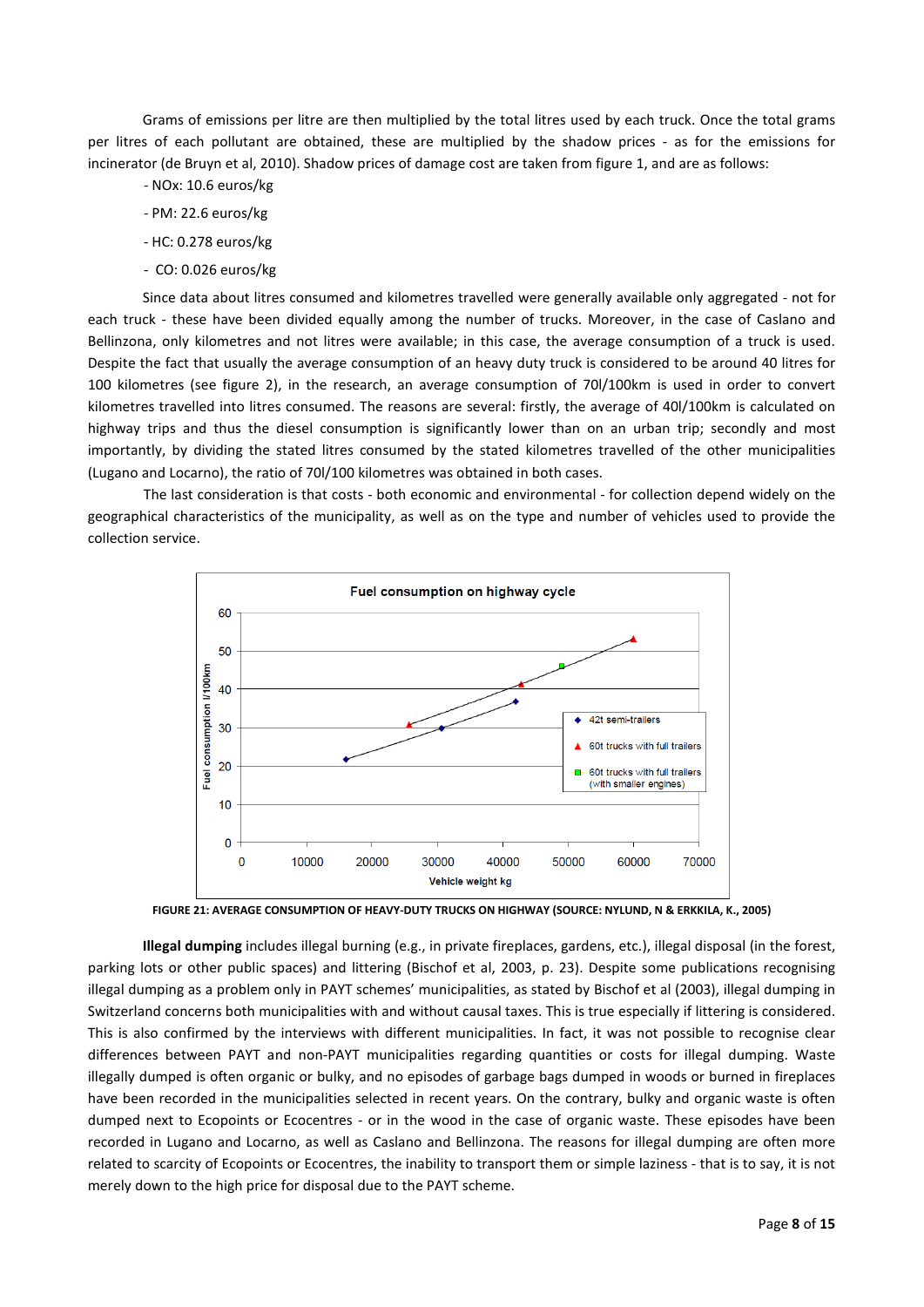Grams of emissions per litre are then multiplied by the total litres used by each truck. Once the total grams per litres of each pollutant are obtained, these are multiplied by the shadow prices - as for the emissions for incinerator (de Bruyn et al, 2010). Shadow prices of damage cost are taken from figure 1, and are as follows:

- NOx: 10.6 euros/kg
- PM: 22.6 euros/kg
- HC: 0.278 euros/kg
- CO: 0.026 euros/kg

Since data about litres consumed and kilometres travelled were generally available only aggregated - not for each truck - these have been divided equally among the number of trucks. Moreover, in the case of Caslano and Bellinzona, only kilometres and not litres were available; in this case, the average consumption of a truck is used. Despite the fact that usually the average consumption of an heavy duty truck is considered to be around 40 litres for 100 kilometres (see figure 2), in the research, an average consumption of 70l/100km is used in order to convert kilometres travelled into litres consumed. The reasons are several: firstly, the average of 40l/100km is calculated on highway trips and thus the diesel consumption is significantly lower than on an urban trip; secondly and most importantly, by dividing the stated litres consumed by the stated kilometres travelled of the other municipalities (Lugano and Locarno), the ratio of 70l/100 kilometres was obtained in both cases.

The last consideration is that costs - both economic and environmental - for collection depend widely on the geographical characteristics of the municipality, as well as on the type and number of vehicles used to provide the collection service.

FIGURE 21: AVERAGE CONSUMPTION OF HEAVY-DUTY TRUCKS ON HIGHWAY (SOURCE: NYLUND, N & ERKKILA, K., 2005)

**Illegal dumping** includes illegal burning (e.g., in private fireplaces, gardens, etc.), illegal disposal (in the forest, parking lots or other public spaces) and littering (Bischof et al, 2003, p. 23). Despite some publications recognising illegal dumping as a problem only in PAYT schemes' municipalities, as stated by Bischof et al (2003), illegal dumping in Switzerland concerns both municipalities with and without causal taxes. This is true especially if littering is considered. This is also confirmed by the interviews with different municipalities. In fact, it was not possible to recognise clear differences between PAYT and non-PAYT municipalities regarding quantities or costs for illegal dumping. Waste illegally dumped is often organic or bulky, and no episodes of garbage bags dumped in woods or burned in fireplaces have been recorded in the municipalities selected in recent years. On the contrary, bulky and organic waste is often dumped next to Ecopoints or Ecocentres - or in the wood in the case of organic waste. These episodes have been recorded in Lugano and Locarno, as well as Caslano and Bellinzona. The reasons for illegal dumping are often more related to scarcity of Ecopoints or Ecocentres, the inability to transport them or simple laziness - that is to say, it is not merely down to the high price for disposal due to the PAYT scheme.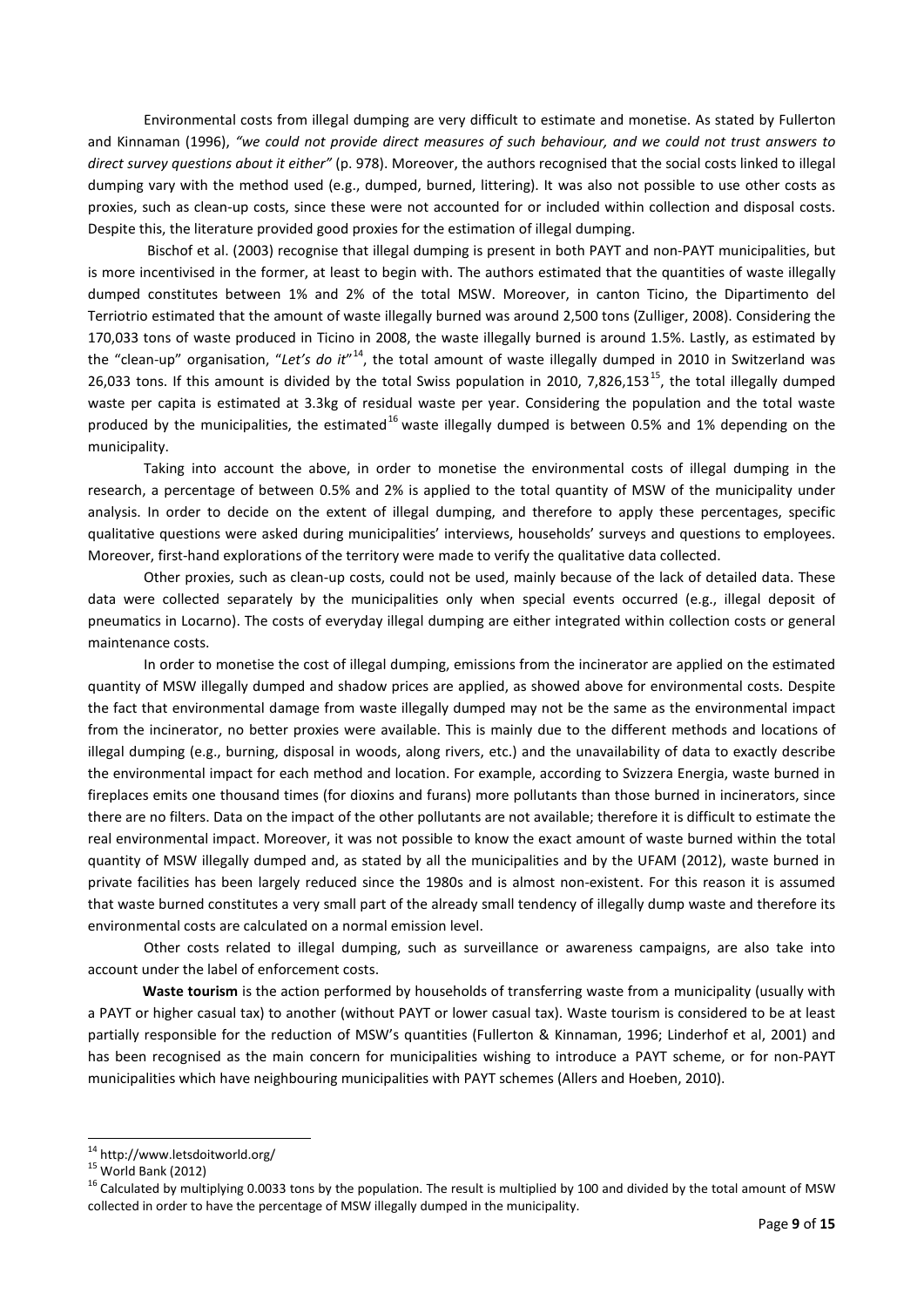Environmental costs from illegal dumping are very difficult to estimate and monetise. As stated by Fullerton and Kinnaman (1996), *"we could not provide direct measures of such behaviour, and we could not trust answers to direct survey questions about it either"* (p. 978). Moreover, the authors recognised that the social costs linked to illegal dumping vary with the method used (e.g., dumped, burned, littering). It was also not possible to use other costs as proxies, such as clean-up costs, since these were not accounted for or included within collection and disposal costs. Despite this, the literature provided good proxies for the estimation of illegal dumping.

Bischof et al. (2003) recognise that illegal dumping is present in both PAYT and non-PAYT municipalities, but is more incentivised in the former, at least to begin with. The authors estimated that the quantities of waste illegally dumped constitutes between 1% and 2% of the total MSW. Moreover, in canton Ticino, the Dipartimento del Terriotrio estimated that the amount of waste illegally burned was around 2,500 tons (Zulliger, 2008). Considering the 170,033 tons of waste produced in Ticino in 2008, the waste illegally burned is around 1.5%. Lastly, as estimated by the "clean-up" organisation, "*Let's do it*"[14], the total amount of waste illegally dumped in 2010 in Switzerland was 26,033 tons. If this amount is divided by the total Swiss population in 2010, 7,826,153[15], the total illegally dumped waste per capita is estimated at 3.3kg of residual waste per year. Considering the population and the total waste produced by the municipalities, the estimated[16] waste illegally dumped is between 0.5% and 1% depending on the municipality.

Taking into account the above, in order to monetise the environmental costs of illegal dumping in the research, a percentage of between 0.5% and 2% is applied to the total quantity of MSW of the municipality under analysis. In order to decide on the extent of illegal dumping, and therefore to apply these percentages, specific qualitative questions were asked during municipalities' interviews, households' surveys and questions to employees. Moreover, first-hand explorations of the territory were made to verify the qualitative data collected.

Other proxies, such as clean-up costs, could not be used, mainly because of the lack of detailed data. These data were collected separately by the municipalities only when special events occurred (e.g., illegal deposit of pneumatics in Locarno). The costs of everyday illegal dumping are either integrated within collection costs or general maintenance costs.

In order to monetise the cost of illegal dumping, emissions from the incinerator are applied on the estimated quantity of MSW illegally dumped and shadow prices are applied, as showed above for environmental costs. Despite the fact that environmental damage from waste illegally dumped may not be the same as the environmental impact from the incinerator, no better proxies were available. This is mainly due to the different methods and locations of illegal dumping (e.g., burning, disposal in woods, along rivers, etc.) and the unavailability of data to exactly describe the environmental impact for each method and location. For example, according to Svizzera Energia, waste burned in fireplaces emits one thousand times (for dioxins and furans) more pollutants than those burned in incinerators, since there are no filters. Data on the impact of the other pollutants are not available; therefore it is difficult to estimate the real environmental impact. Moreover, it was not possible to know the exact amount of waste burned within the total quantity of MSW illegally dumped and, as stated by all the municipalities and by the UFAM (2012), waste burned in private facilities has been largely reduced since the 1980s and is almost non-existent. For this reason it is assumed that waste burned constitutes a very small part of the already small tendency of illegally dump waste and therefore its environmental costs are calculated on a normal emission level.

Other costs related to illegal dumping, such as surveillance or awareness campaigns, are also take into account under the label of enforcement costs.

**Waste tourism** is the action performed by households of transferring waste from a municipality (usually with a PAYT or higher casual tax) to another (without PAYT or lower casual tax). Waste tourism is considered to be at least partially responsible for the reduction of MSW's quantities (Fullerton & Kinnaman, 1996; Linderhof et al, 2001) and has been recognised as the main concern for municipalities wishing to introduce a PAYT scheme, or for non-PAYT municipalities which have neighbouring municipalities with PAYT schemes (Allers and Hoeben, 2010).

---

[14] http://www.letsdoitworld.org/

[15] World Bank (2012)

[16] Calculated by multiplying 0.0033 tons by the population. The result is multiplied by 100 and divided by the total amount of MSW collected in order to have the percentage of MSW illegally dumped in the municipality.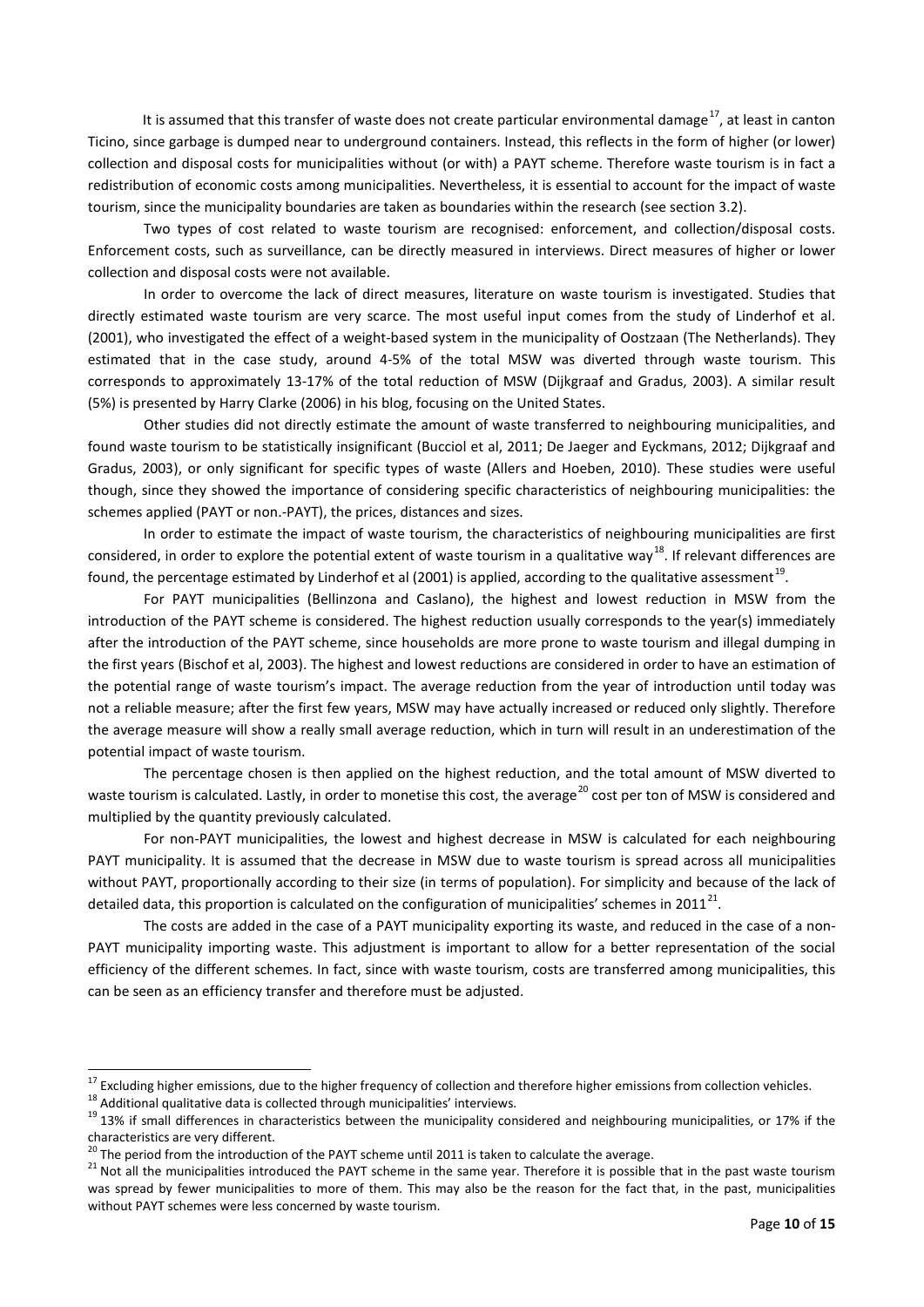It is assumed that this transfer of waste does not create particular environmental damage[17], at least in canton Ticino, since garbage is dumped near to underground containers. Instead, this reflects in the form of higher (or lower) collection and disposal costs for municipalities without (or with) a PAYT scheme. Therefore waste tourism is in fact a redistribution of economic costs among municipalities. Nevertheless, it is essential to account for the impact of waste tourism, since the municipality boundaries are taken as boundaries within the research (see section 3.2).

Two types of cost related to waste tourism are recognised: enforcement, and collection/disposal costs. Enforcement costs, such as surveillance, can be directly measured in interviews. Direct measures of higher or lower collection and disposal costs were not available.

In order to overcome the lack of direct measures, literature on waste tourism is investigated. Studies that directly estimated waste tourism are very scarce. The most useful input comes from the study of Linderhof et al. (2001), who investigated the effect of a weight-based system in the municipality of Oostzaan (The Netherlands). They estimated that in the case study, around 4-5% of the total MSW was diverted through waste tourism. This corresponds to approximately 13-17% of the total reduction of MSW (Dijkgraaf and Gradus, 2003). A similar result (5%) is presented by Harry Clarke (2006) in his blog, focusing on the United States.

Other studies did not directly estimate the amount of waste transferred to neighbouring municipalities, and found waste tourism to be statistically insignificant (Bucciol et al, 2011; De Jaeger and Eyckmans, 2012; Dijkgraaf and Gradus, 2003), or only significant for specific types of waste (Allers and Hoeben, 2010). These studies were useful though, since they showed the importance of considering specific characteristics of neighbouring municipalities: the schemes applied (PAYT or non.-PAYT), the prices, distances and sizes.

In order to estimate the impact of waste tourism, the characteristics of neighbouring municipalities are first considered, in order to explore the potential extent of waste tourism in a qualitative way[18]. If relevant differences are found, the percentage estimated by Linderhof et al (2001) is applied, according to the qualitative assessment[19].

For PAYT municipalities (Bellinzona and Caslano), the highest and lowest reduction in MSW from the introduction of the PAYT scheme is considered. The highest reduction usually corresponds to the year(s) immediately after the introduction of the PAYT scheme, since households are more prone to waste tourism and illegal dumping in the first years (Bischof et al, 2003). The highest and lowest reductions are considered in order to have an estimation of the potential range of waste tourism's impact. The average reduction from the year of introduction until today was not a reliable measure; after the first few years, MSW may have actually increased or reduced only slightly. Therefore the average measure will show a really small average reduction, which in turn will result in an underestimation of the potential impact of waste tourism.

The percentage chosen is then applied on the highest reduction, and the total amount of MSW diverted to waste tourism is calculated. Lastly, in order to monetise this cost, the average[20] cost per ton of MSW is considered and multiplied by the quantity previously calculated.

For non-PAYT municipalities, the lowest and highest decrease in MSW is calculated for each neighbouring PAYT municipality. It is assumed that the decrease in MSW due to waste tourism is spread across all municipalities without PAYT, proportionally according to their size (in terms of population). For simplicity and because of the lack of detailed data, this proportion is calculated on the configuration of municipalities' schemes in 2011[21].

The costs are added in the case of a PAYT municipality exporting its waste, and reduced in the case of a non-PAYT municipality importing waste. This adjustment is important to allow for a better representation of the social efficiency of the different schemes. In fact, since with waste tourism, costs are transferred among municipalities, this can be seen as an efficiency transfer and therefore must be adjusted.

---

[17] Excluding higher emissions, due to the higher frequency of collection and therefore higher emissions from collection vehicles.

[18] Additional qualitative data is collected through municipalities' interviews.

[19] 13% if small differences in characteristics between the municipality considered and neighbouring municipalities, or 17% if the characteristics are very different.

[20] The period from the introduction of the PAYT scheme until 2011 is taken to calculate the average.

[21] Not all the municipalities introduced the PAYT scheme in the same year. Therefore it is possible that in the past waste tourism was spread by fewer municipalities to more of them. This may also be the reason for the fact that, in the past, municipalities without PAYT schemes were less concerned by waste tourism.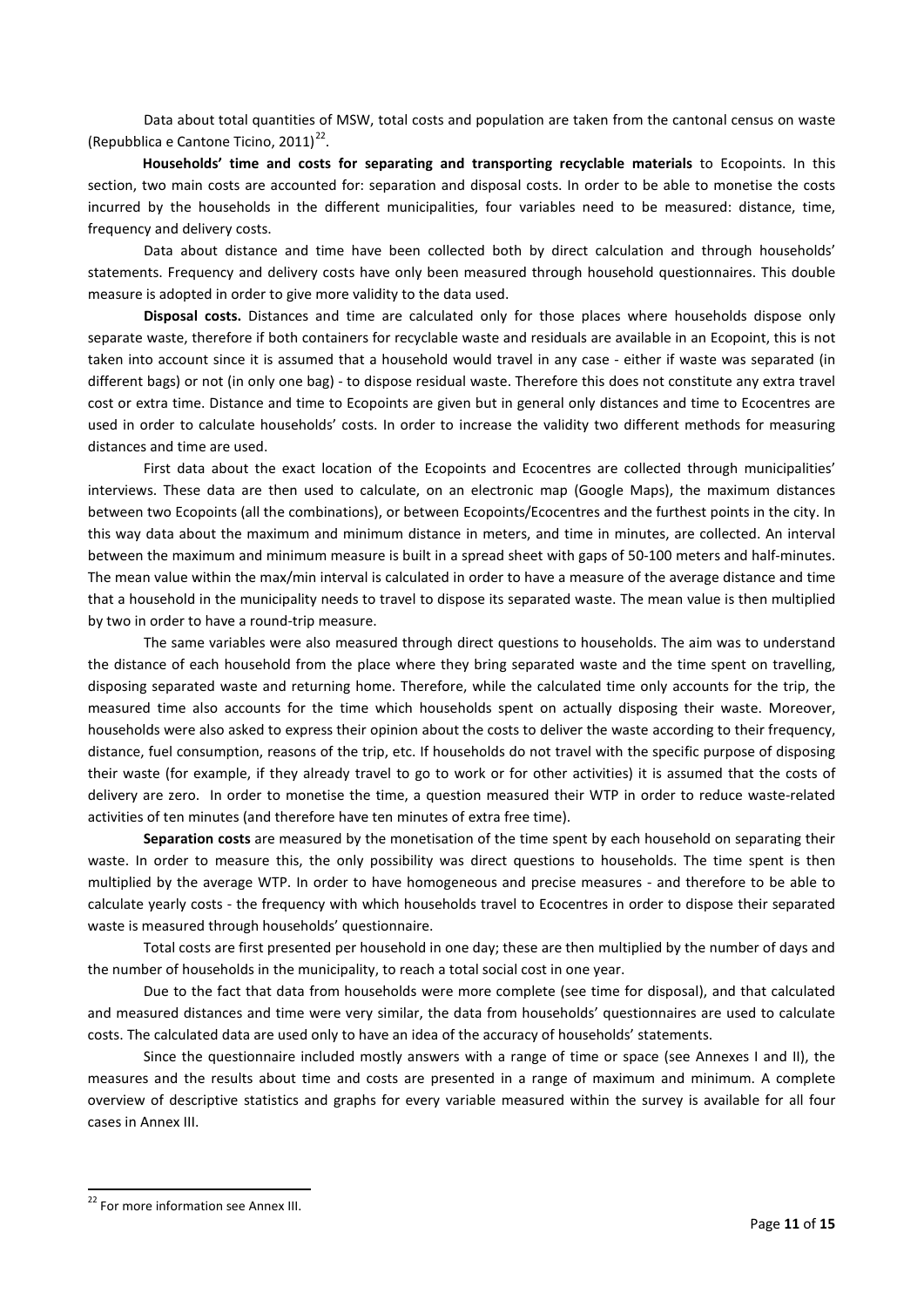Data about total quantities of MSW, total costs and population are taken from the cantonal census on waste (Repubblica e Cantone Ticino, 2011)[22].

**Households' time and costs for separating and transporting recyclable materials** to Ecopoints. In this section, two main costs are accounted for: separation and disposal costs. In order to be able to monetise the costs incurred by the households in the different municipalities, four variables need to be measured: distance, time, frequency and delivery costs.

Data about distance and time have been collected both by direct calculation and through households' statements. Frequency and delivery costs have only been measured through household questionnaires. This double measure is adopted in order to give more validity to the data used.

**Disposal costs.** Distances and time are calculated only for those places where households dispose only separate waste, therefore if both containers for recyclable waste and residuals are available in an Ecopoint, this is not taken into account since it is assumed that a household would travel in any case - either if waste was separated (in different bags) or not (in only one bag) - to dispose residual waste. Therefore this does not constitute any extra travel cost or extra time. Distance and time to Ecopoints are given but in general only distances and time to Ecocentres are used in order to calculate households' costs. In order to increase the validity two different methods for measuring distances and time are used.

First data about the exact location of the Ecopoints and Ecocentres are collected through municipalities' interviews. These data are then used to calculate, on an electronic map (Google Maps), the maximum distances between two Ecopoints (all the combinations), or between Ecopoints/Ecocentres and the furthest points in the city. In this way data about the maximum and minimum distance in meters, and time in minutes, are collected. An interval between the maximum and minimum measure is built in a spread sheet with gaps of 50-100 meters and half-minutes. The mean value within the max/min interval is calculated in order to have a measure of the average distance and time that a household in the municipality needs to travel to dispose its separated waste. The mean value is then multiplied by two in order to have a round-trip measure.

The same variables were also measured through direct questions to households. The aim was to understand the distance of each household from the place where they bring separated waste and the time spent on travelling, disposing separated waste and returning home. Therefore, while the calculated time only accounts for the trip, the measured time also accounts for the time which households spent on actually disposing their waste. Moreover, households were also asked to express their opinion about the costs to deliver the waste according to their frequency, distance, fuel consumption, reasons of the trip, etc. If households do not travel with the specific purpose of disposing their waste (for example, if they already travel to go to work or for other activities) it is assumed that the costs of delivery are zero. In order to monetise the time, a question measured their WTP in order to reduce waste-related activities of ten minutes (and therefore have ten minutes of extra free time).

**Separation costs** are measured by the monetisation of the time spent by each household on separating their waste. In order to measure this, the only possibility was direct questions to households. The time spent is then multiplied by the average WTP. In order to have homogeneous and precise measures - and therefore to be able to calculate yearly costs - the frequency with which households travel to Ecocentres in order to dispose their separated waste is measured through households' questionnaire.

Total costs are first presented per household in one day; these are then multiplied by the number of days and the number of households in the municipality, to reach a total social cost in one year.

Due to the fact that data from households were more complete (see time for disposal), and that calculated and measured distances and time were very similar, the data from households' questionnaires are used to calculate costs. The calculated data are used only to have an idea of the accuracy of households' statements.

Since the questionnaire included mostly answers with a range of time or space (see Annexes I and II), the measures and the results about time and costs are presented in a range of maximum and minimum. A complete overview of descriptive statistics and graphs for every variable measured within the survey is available for all four cases in Annex III.

[22] For more information see Annex III.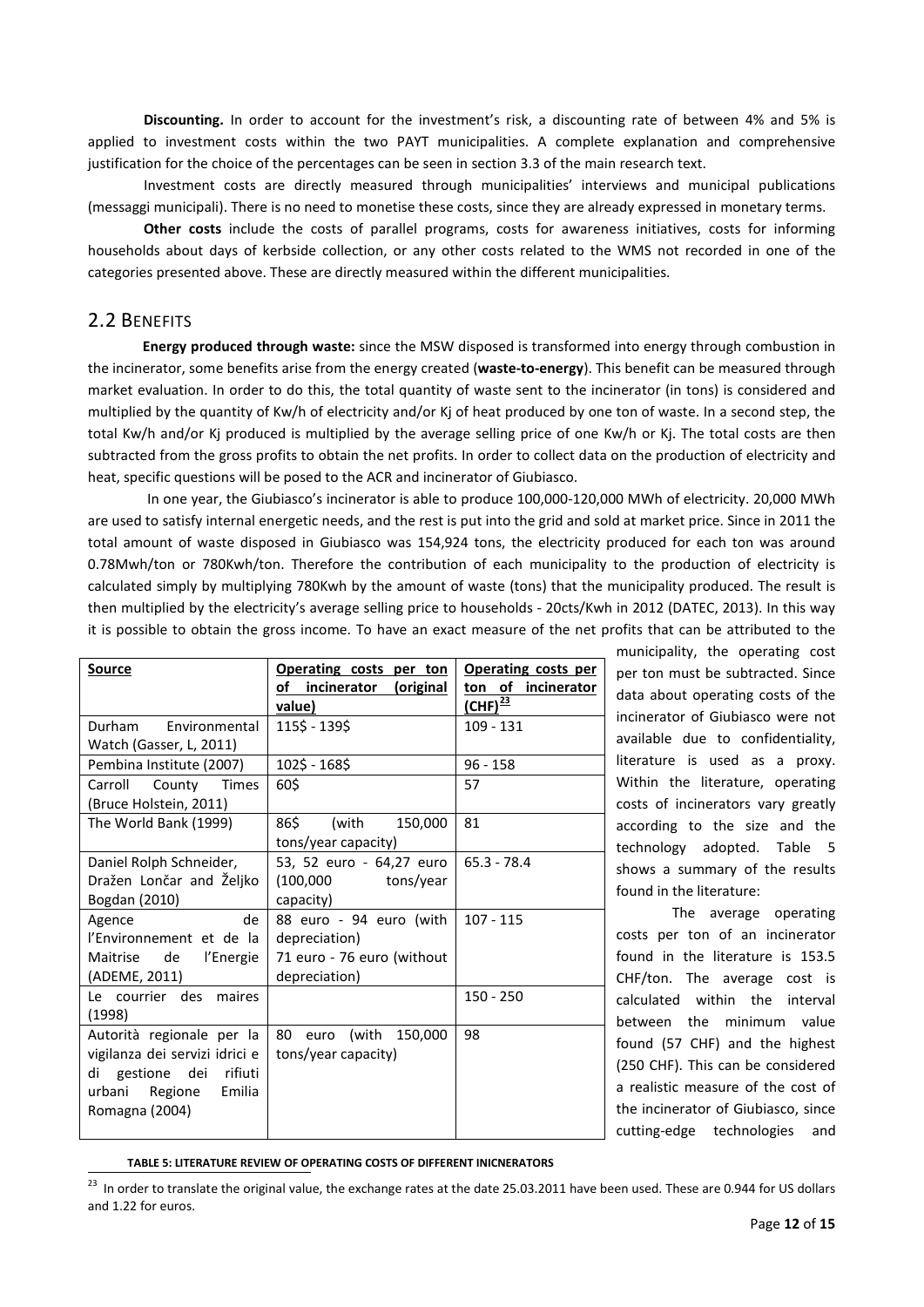**Discounting.** In order to account for the investment's risk, a discounting rate of between 4% and 5% is applied to investment costs within the two PAYT municipalities. A complete explanation and comprehensive justification for the choice of the percentages can be seen in section 3.3 of the main research text.

Investment costs are directly measured through municipalities' interviews and municipal publications (messaggi municipali). There is no need to monetise these costs, since they are already expressed in monetary terms.

**Other costs** include the costs of parallel programs, costs for awareness initiatives, costs for informing households about days of kerbside collection, or any other costs related to the WMS not recorded in one of the categories presented above. These are directly measured within the different municipalities.

## 2.2 Benefits

**Energy produced through waste:** since the MSW disposed is transformed into energy through combustion in the incinerator, some benefits arise from the energy created (**waste-to-energy**). This benefit can be measured through market evaluation. In order to do this, the total quantity of waste sent to the incinerator (in tons) is considered and multiplied by the quantity of Kw/h of electricity and/or Kj of heat produced by one ton of waste. In a second step, the total Kw/h and/or Kj produced is multiplied by the average selling price of one Kw/h or Kj. The total costs are then subtracted from the gross profits to obtain the net profits. In order to collect data on the production of electricity and heat, specific questions will be posed to the ACR and incinerator of Giubiasco.

In one year, the Giubiasco's incinerator is able to produce 100,000-120,000 MWh of electricity. 20,000 MWh are used to satisfy internal energetic needs, and the rest is put into the grid and sold at market price. Since in 2011 the total amount of waste disposed in Giubiasco was 154,924 tons, the electricity produced for each ton was around 0.78Mwh/ton or 780Kwh/ton. Therefore the contribution of each municipality to the production of electricity is calculated simply by multiplying 780Kwh by the amount of waste (tons) that the municipality produced. The result is then multiplied by the electricity's average selling price to households - 20cts/Kwh in 2012 (DATEC, 2013). In this way it is possible to obtain the gross income. To have an exact measure of the net profits that can be attributed to the municipality, the operating cost per ton must be subtracted. Since data about operating costs of the incinerator of Giubiasco were not available due to confidentiality, literature is used as a proxy. Within the literature, operating costs of incinerators vary greatly according to the size and the technology adopted. Table 5 shows a summary of the results found in the literature:

| Source | Operating costs per ton of incinerator (original value) | Operating costs per ton of incinerator (CHF)[23] |
|---|---|---|
| Durham Environmental Watch (Gasser, L, 2011) | 115$ - 139$ | 109 - 131 |
| Pembina Institute (2007) | 102$ - 168$ | 96 - 158 |
| Carroll County Times (Bruce Holstein, 2011) | 60$ | 57 |
| The World Bank (1999) | 86$ (with 150,000 tons/year capacity) | 81 |
| Daniel Rolph Schneider, Dražen Lončar and Željko Bogdan (2010) | 53, 52 euro - 64,27 euro (100,000 tons/year capacity) | 65.3 - 78.4 |
| Agence de l'Environnement et de la Maitrise de l'Energie (ADEME, 2011) | 88 euro - 94 euro (with depreciation) 71 euro - 76 euro (without depreciation) | 107 - 115 |
| Le courrier des maires (1998) | | 150 - 250 |
| Autorità regionale per la vigilanza dei servizi idrici e di gestione dei rifiuti urbani Regione Emilia Romagna (2004) | 80 euro (with 150,000 tons/year capacity) | 98 |

**TABLE 5: LITERATURE REVIEW OF OPERATING COSTS OF DIFFERENT INICNERATORS**

The average operating costs per ton of an incinerator found in the literature is 153.5 CHF/ton. The average cost is calculated within the interval between the minimum value found (57 CHF) and the highest (250 CHF). This can be considered a realistic measure of the cost of the incinerator of Giubiasco, since cutting-edge technologies and

[23] In order to translate the original value, the exchange rates at the date 25.03.2011 have been used. These are 0.944 for US dollars and 1.22 for euros.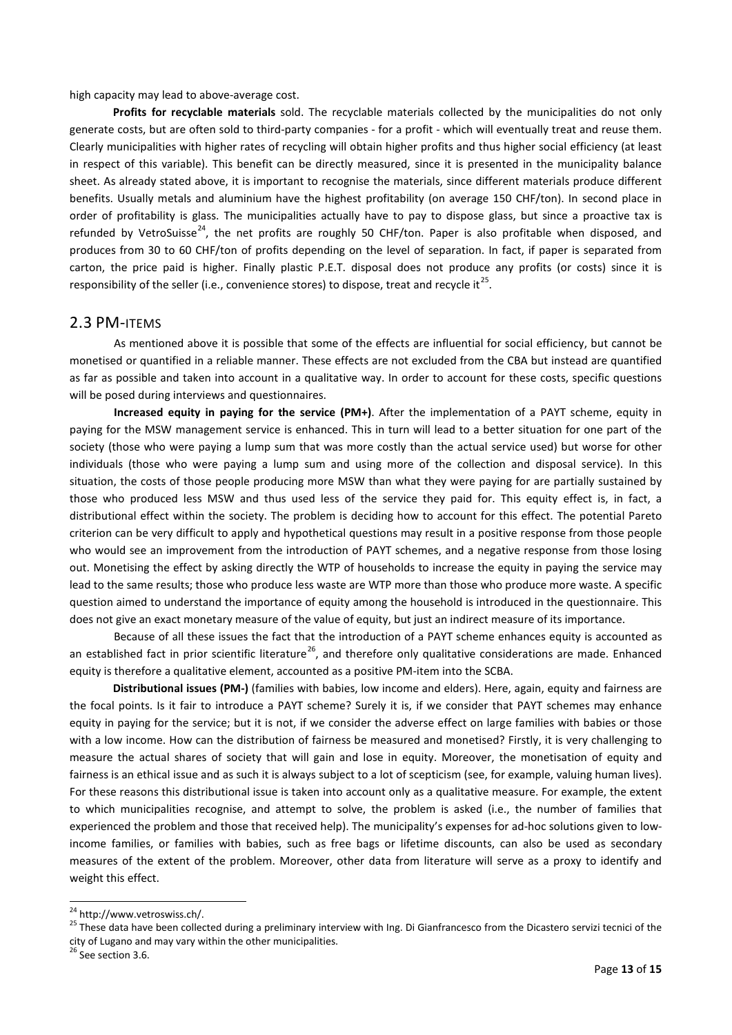high capacity may lead to above-average cost.

**Profits for recyclable materials** sold. The recyclable materials collected by the municipalities do not only generate costs, but are often sold to third-party companies - for a profit - which will eventually treat and reuse them. Clearly municipalities with higher rates of recycling will obtain higher profits and thus higher social efficiency (at least in respect of this variable). This benefit can be directly measured, since it is presented in the municipality balance sheet. As already stated above, it is important to recognise the materials, since different materials produce different benefits. Usually metals and aluminium have the highest profitability (on average 150 CHF/ton). In second place in order of profitability is glass. The municipalities actually have to pay to dispose glass, but since a proactive tax is refunded by VetroSuisse[24], the net profits are roughly 50 CHF/ton. Paper is also profitable when disposed, and produces from 30 to 60 CHF/ton of profits depending on the level of separation. In fact, if paper is separated from carton, the price paid is higher. Finally plastic P.E.T. disposal does not produce any profits (or costs) since it is responsibility of the seller (i.e., convenience stores) to dispose, treat and recycle it[25].

## 2.3 PM-ITEMS

As mentioned above it is possible that some of the effects are influential for social efficiency, but cannot be monetised or quantified in a reliable manner. These effects are not excluded from the CBA but instead are quantified as far as possible and taken into account in a qualitative way. In order to account for these costs, specific questions will be posed during interviews and questionnaires.

**Increased equity in paying for the service (PM+)**. After the implementation of a PAYT scheme, equity in paying for the MSW management service is enhanced. This in turn will lead to a better situation for one part of the society (those who were paying a lump sum that was more costly than the actual service used) but worse for other individuals (those who were paying a lump sum and using more of the collection and disposal service). In this situation, the costs of those people producing more MSW than what they were paying for are partially sustained by those who produced less MSW and thus used less of the service they paid for. This equity effect is, in fact, a distributional effect within the society. The problem is deciding how to account for this effect. The potential Pareto criterion can be very difficult to apply and hypothetical questions may result in a positive response from those people who would see an improvement from the introduction of PAYT schemes, and a negative response from those losing out. Monetising the effect by asking directly the WTP of households to increase the equity in paying the service may lead to the same results; those who produce less waste are WTP more than those who produce more waste. A specific question aimed to understand the importance of equity among the household is introduced in the questionnaire. This does not give an exact monetary measure of the value of equity, but just an indirect measure of its importance.

Because of all these issues the fact that the introduction of a PAYT scheme enhances equity is accounted as an established fact in prior scientific literature[26], and therefore only qualitative considerations are made. Enhanced equity is therefore a qualitative element, accounted as a positive PM-item into the SCBA.

**Distributional issues (PM-)** (families with babies, low income and elders). Here, again, equity and fairness are the focal points. Is it fair to introduce a PAYT scheme? Surely it is, if we consider that PAYT schemes may enhance equity in paying for the service; but it is not, if we consider the adverse effect on large families with babies or those with a low income. How can the distribution of fairness be measured and monetised? Firstly, it is very challenging to measure the actual shares of society that will gain and lose in equity. Moreover, the monetisation of equity and fairness is an ethical issue and as such it is always subject to a lot of scepticism (see, for example, valuing human lives). For these reasons this distributional issue is taken into account only as a qualitative measure. For example, the extent to which municipalities recognise, and attempt to solve, the problem is asked (i.e., the number of families that experienced the problem and those that received help). The municipality's expenses for ad-hoc solutions given to low-income families, or families with babies, such as free bags or lifetime discounts, can also be used as secondary measures of the extent of the problem. Moreover, other data from literature will serve as a proxy to identify and weight this effect.

---

[24] http://www.vetroswiss.ch/.

[25] These data have been collected during a preliminary interview with Ing. Di Gianfrancesco from the Dicastero servizi tecnici of the city of Lugano and may vary within the other municipalities.

[26] See section 3.6.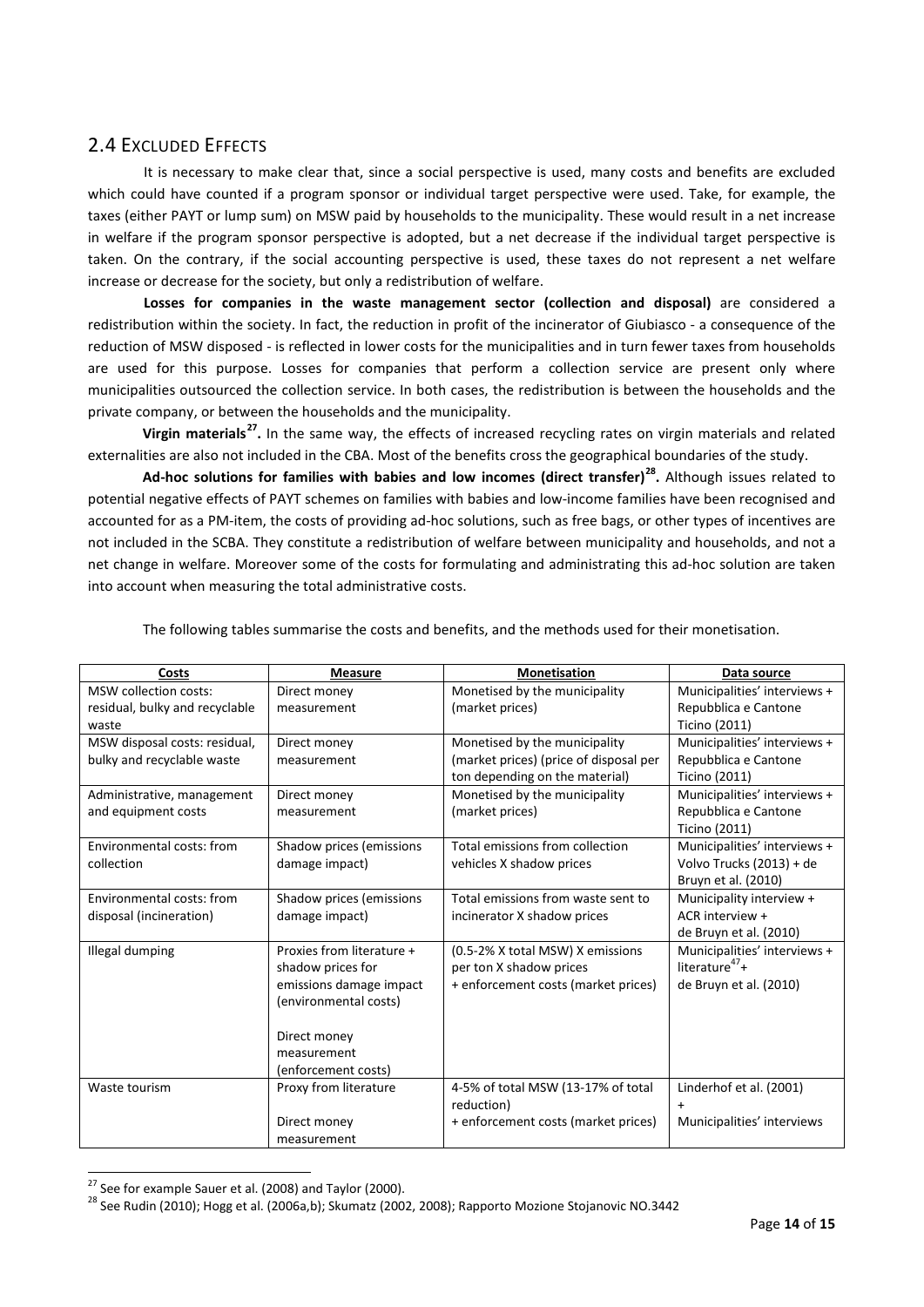## 2.4 Excluded Effects

It is necessary to make clear that, since a social perspective is used, many costs and benefits are excluded which could have counted if a program sponsor or individual target perspective were used. Take, for example, the taxes (either PAYT or lump sum) on MSW paid by households to the municipality. These would result in a net increase in welfare if the program sponsor perspective is adopted, but a net decrease if the individual target perspective is taken. On the contrary, if the social accounting perspective is used, these taxes do not represent a net welfare increase or decrease for the society, but only a redistribution of welfare.

**Losses for companies in the waste management sector (collection and disposal)** are considered a redistribution within the society. In fact, the reduction in profit of the incinerator of Giubiasco - a consequence of the reduction of MSW disposed - is reflected in lower costs for the municipalities and in turn fewer taxes from households are used for this purpose. Losses for companies that perform a collection service are present only where municipalities outsourced the collection service. In both cases, the redistribution is between the households and the private company, or between the households and the municipality.

**Virgin materials**[27]**.** In the same way, the effects of increased recycling rates on virgin materials and related externalities are also not included in the CBA. Most of the benefits cross the geographical boundaries of the study.

**Ad-hoc solutions for families with babies and low incomes (direct transfer)**[28]**.** Although issues related to potential negative effects of PAYT schemes on families with babies and low-income families have been recognised and accounted for as a PM-item, the costs of providing ad-hoc solutions, such as free bags, or other types of incentives are not included in the SCBA. They constitute a redistribution of welfare between municipality and households, and not a net change in welfare. Moreover some of the costs for formulating and administrating this ad-hoc solution are taken into account when measuring the total administrative costs.

The following tables summarise the costs and benefits, and the methods used for their monetisation.

| Costs | Measure | Monetisation | Data source |
|---|---|---|---|
| MSW collection costs: residual, bulky and recyclable waste | Direct money measurement | Monetised by the municipality (market prices) | Municipalities' interviews + Repubblica e Cantone Ticino (2011) |
| MSW disposal costs: residual, bulky and recyclable waste | Direct money measurement | Monetised by the municipality (market prices) (price of disposal per ton depending on the material) | Municipalities' interviews + Repubblica e Cantone Ticino (2011) |
| Administrative, management and equipment costs | Direct money measurement | Monetised by the municipality (market prices) | Municipalities' interviews + Repubblica e Cantone Ticino (2011) |
| Environmental costs: from collection | Shadow prices (emissions damage impact) | Total emissions from collection vehicles X shadow prices | Municipalities' interviews + Volvo Trucks (2013) + de Bruyn et al. (2010) |
| Environmental costs: from disposal (incineration) | Shadow prices (emissions damage impact) | Total emissions from waste sent to incinerator X shadow prices | Municipality interview + ACR interview + de Bruyn et al. (2010) |
| Illegal dumping | Proxies from literature + shadow prices for emissions damage impact (environmental costs)<br><br>Direct money measurement (enforcement costs) | (0.5-2% X total MSW) X emissions per ton X shadow prices + enforcement costs (market prices) | Municipalities' interviews + literature[47] + de Bruyn et al. (2010) |
| Waste tourism | Proxy from literature<br><br>Direct money measurement | 4-5% of total MSW (13-17% of total reduction) + enforcement costs (market prices) | Linderhof et al. (2001) + Municipalities' interviews |

[27] See for example Sauer et al. (2008) and Taylor (2000).

[28] See Rudin (2010); Hogg et al. (2006a,b); Skumatz (2002, 2008); Rapporto Mozione Stojanovic NO.3442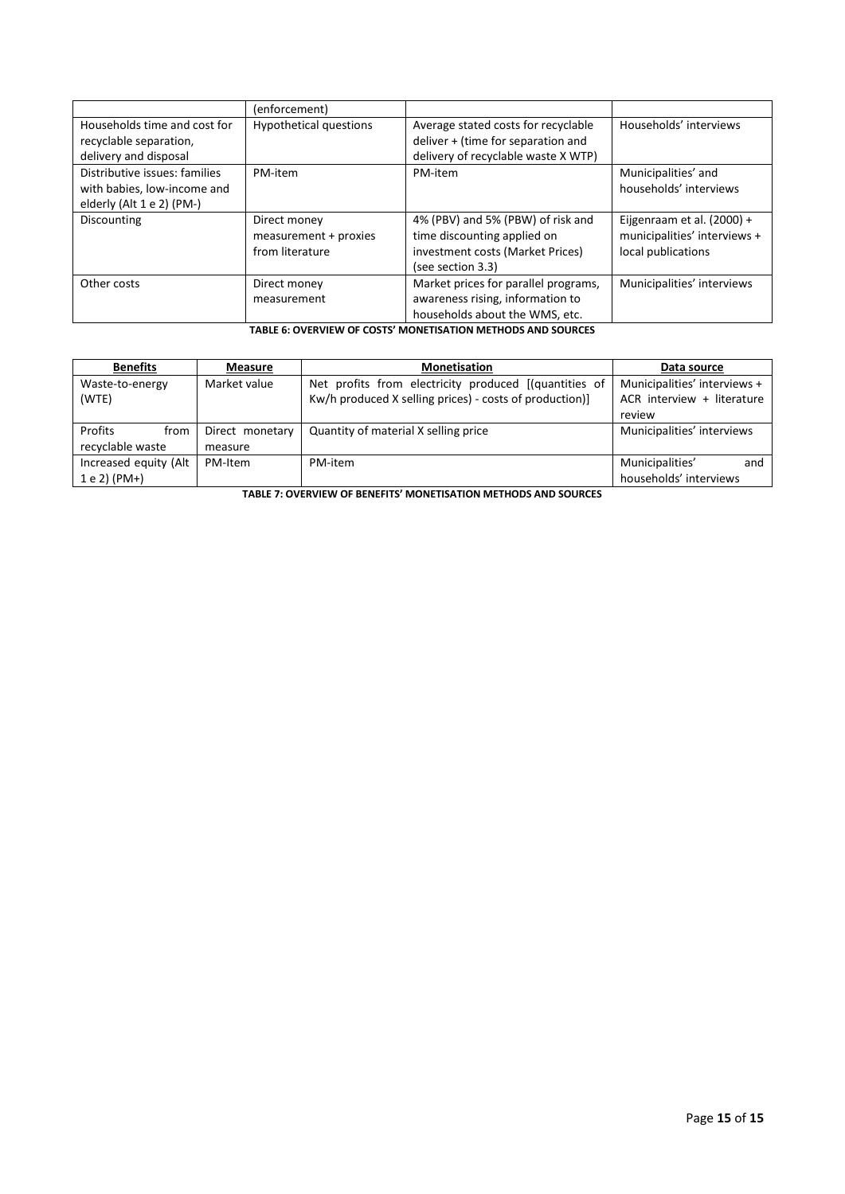| | | | |
|---|---|---|---|
| | (enforcement) | | |
| Households time and cost for recyclable separation, delivery and disposal | Hypothetical questions | Average stated costs for recyclable deliver + (time for separation and delivery of recyclable waste X WTP) | Households' interviews |
| Distributive issues: families with babies, low-income and elderly (Alt 1 e 2) (PM-) | PM-item | PM-item | Municipalities' and households' interviews |
| Discounting | Direct money measurement + proxies from literature | 4% (PBV) and 5% (PBW) of risk and time discounting applied on investment costs (Market Prices) (see section 3.3) | Eijgenraam et al. (2000) + municipalities' interviews + local publications |
| Other costs | Direct money measurement | Market prices for parallel programs, awareness rising, information to households about the WMS, etc. | Municipalities' interviews |

**TABLE 6: OVERVIEW OF COSTS' MONETISATION METHODS AND SOURCES**

| Benefits | Measure | Monetisation | Data source |
|---|---|---|---|
| Waste-to-energy (WTE) | Market value | Net profits from electricity produced [(quantities of Kw/h produced X selling prices) - costs of production)] | Municipalities' interviews + ACR interview + literature review |
| Profits from recyclable waste | Direct monetary measure | Quantity of material X selling price | Municipalities' interviews |
| Increased equity (Alt 1 e 2) (PM+) | PM-Item | PM-item | Municipalities' and households' interviews |

**TABLE 7: OVERVIEW OF BENEFITS' MONETISATION METHODS AND SOURCES**